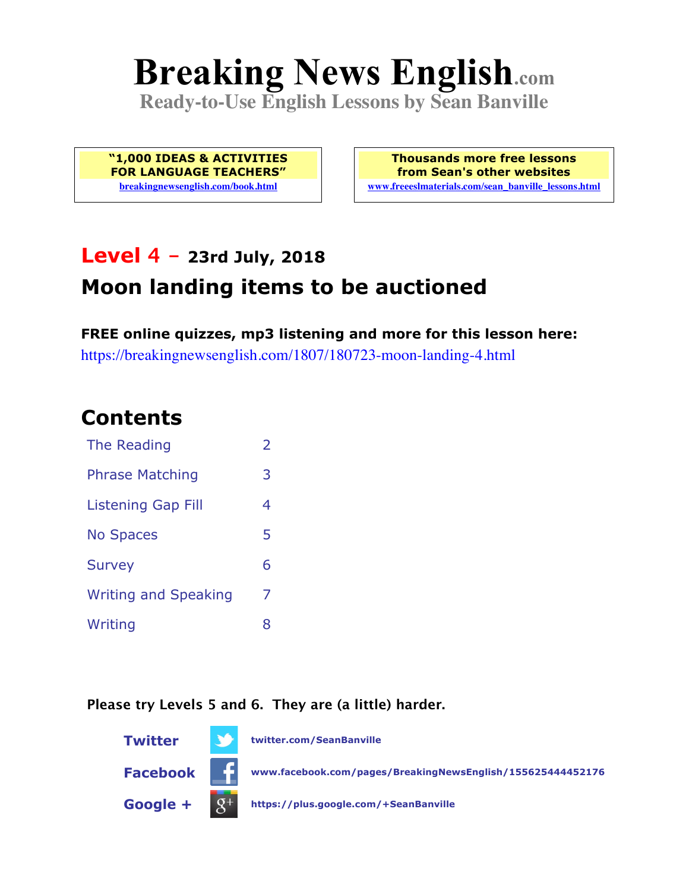# Breaking News English.com

**Ready-to-Use English Lessons by Sean Banville**

**"1,000 IDEAS & ACTIVITIES FOR LANGUAGE TEACHERS"**
breakingnewsenglish.com/book.html

**Thousands more free lessons from Sean's other websites**
www.freeeslmaterials.com/sean_banville_lessons.html

## Level 4 – 23rd July, 2018

## Moon landing items to be auctioned

**FREE online quizzes, mp3 listening and more for this lesson here:**
https://breakingnewsenglish.com/1807/180723-moon-landing-4.html

## Contents

| | |
|---|---|
| The Reading | 2 |
| Phrase Matching | 3 |
| Listening Gap Fill | 4 |
| No Spaces | 5 |
| Survey | 6 |
| Writing and Speaking | 7 |
| Writing | 8 |

**Please try Levels 5 and 6. They are (a little) harder.**

**Twitter** twitter.com/SeanBanville

**Facebook** www.facebook.com/pages/BreakingNewsEnglish/155625444452176

**Google +** https://plus.google.com/+SeanBanville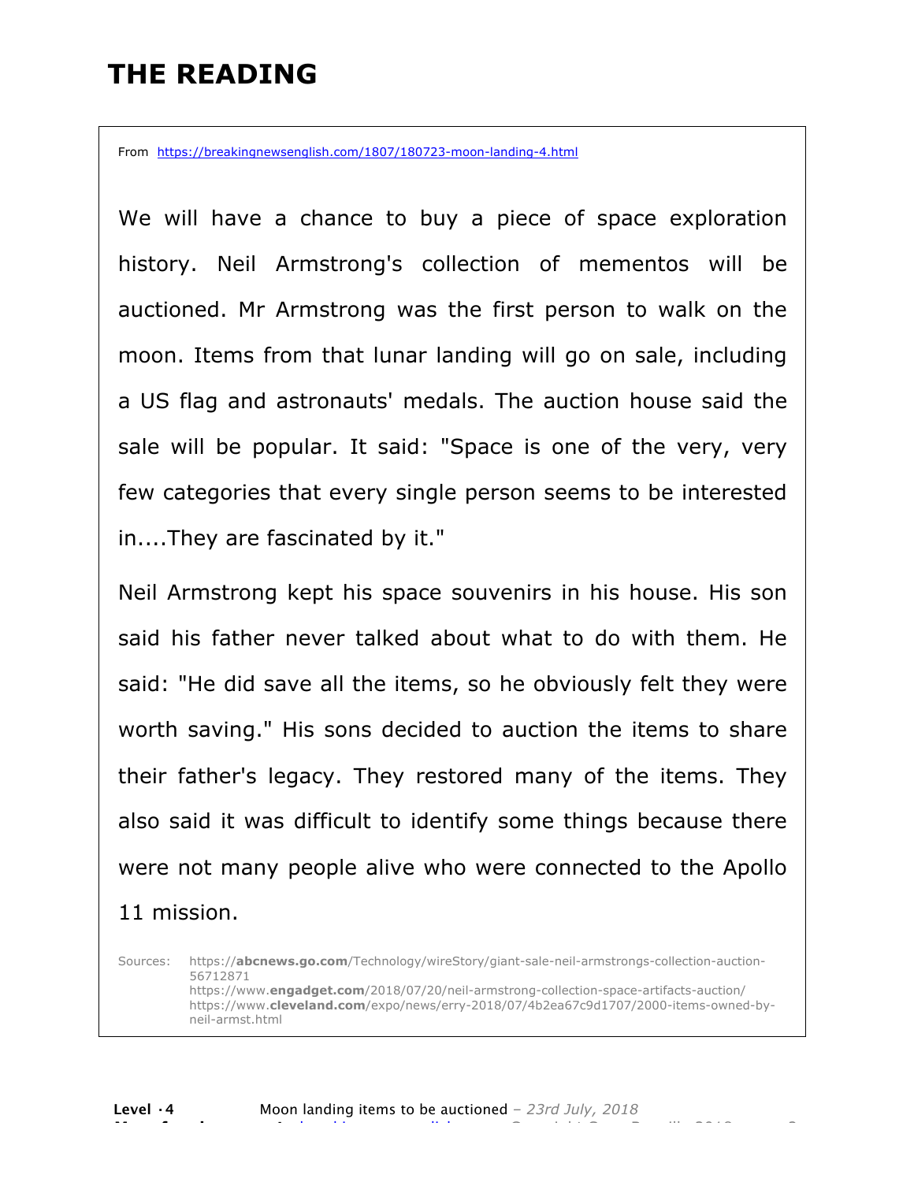# THE READING

From https://breakingnewsenglish.com/1807/180723-moon-landing-4.html

We will have a chance to buy a piece of space exploration history. Neil Armstrong's collection of mementos will be auctioned. Mr Armstrong was the first person to walk on the moon. Items from that lunar landing will go on sale, including a US flag and astronauts' medals. The auction house said the sale will be popular. It said: "Space is one of the very, very few categories that every single person seems to be interested in....They are fascinated by it."

Neil Armstrong kept his space souvenirs in his house. His son said his father never talked about what to do with them. He said: "He did save all the items, so he obviously felt they were worth saving." His sons decided to auction the items to share their father's legacy. They restored many of the items. They also said it was difficult to identify some things because there were not many people alive who were connected to the Apollo 11 mission.

Sources: https://**abcnews.go.com**/Technology/wireStory/giant-sale-neil-armstrongs-collection-auction-56712871
https://www.**engadget.com**/2018/07/20/neil-armstrong-collection-space-artifacts-auction/
https://www.**cleveland.com**/expo/news/erry-2018/07/4b2ea67c9d1707/2000-items-owned-by-neil-armst.html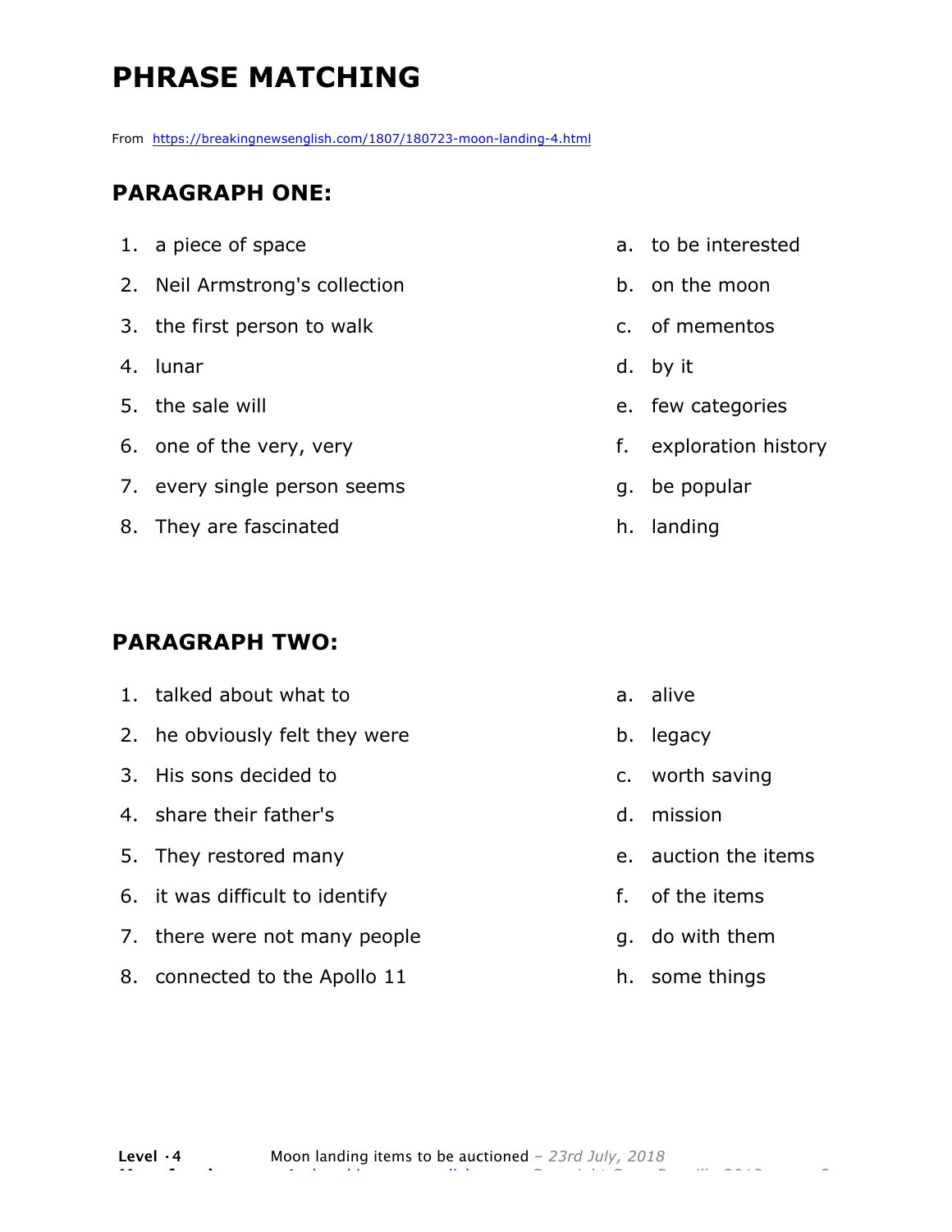# PHRASE MATCHING

From https://breakingnewsenglish.com/1807/180723-moon-landing-4.html

## PARAGRAPH ONE:

1. a piece of space
2. Neil Armstrong's collection
3. the first person to walk
4. lunar
5. the sale will
6. one of the very, very
7. every single person seems
8. They are fascinated

a. to be interested
b. on the moon
c. of mementos
d. by it
e. few categories
f. exploration history
g. be popular
h. landing

## PARAGRAPH TWO:

1. talked about what to
2. he obviously felt they were
3. His sons decided to
4. share their father's
5. They restored many
6. it was difficult to identify
7. there were not many people
8. connected to the Apollo 11

a. alive
b. legacy
c. worth saving
d. mission
e. auction the items
f. of the items
g. do with them
h. some things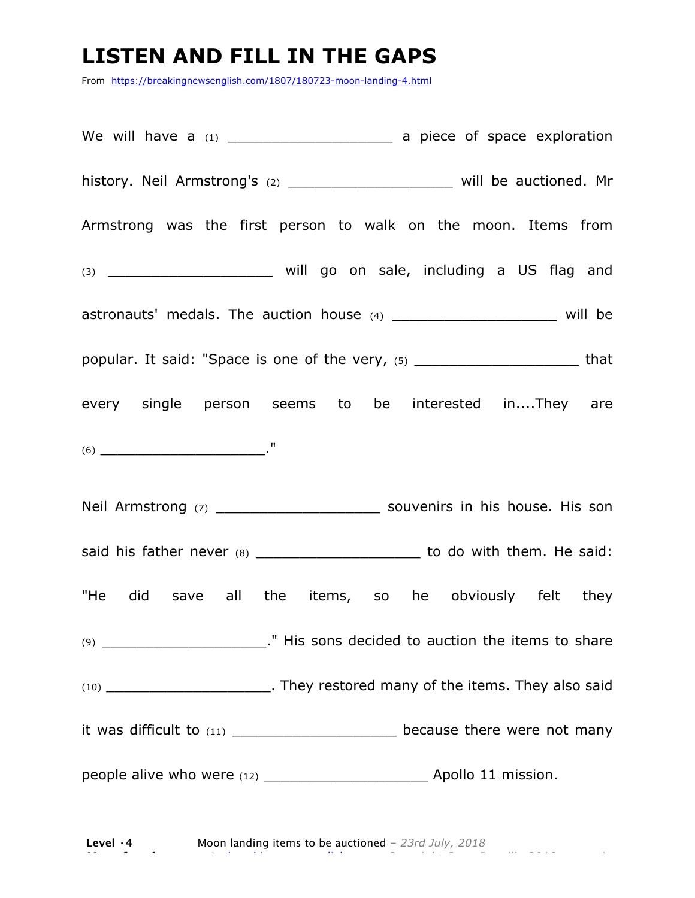# LISTEN AND FILL IN THE GAPS

From https://breakingnewsenglish.com/1807/180723-moon-landing-4.html

We will have a (1) ___________________ a piece of space exploration history. Neil Armstrong's (2) ___________________ will be auctioned. Mr Armstrong was the first person to walk on the moon. Items from (3) ___________________ will go on sale, including a US flag and astronauts' medals. The auction house (4) ___________________ will be popular. It said: "Space is one of the very, (5) ___________________ that every single person seems to be interested in....They are (6) ___________________."

Neil Armstrong (7) ___________________ souvenirs in his house. His son said his father never (8) ___________________ to do with them. He said: "He did save all the items, so he obviously felt they (9) ___________________." His sons decided to auction the items to share (10) ___________________. They restored many of the items. They also said it was difficult to (11) ___________________ because there were not many people alive who were (12) ___________________ Apollo 11 mission.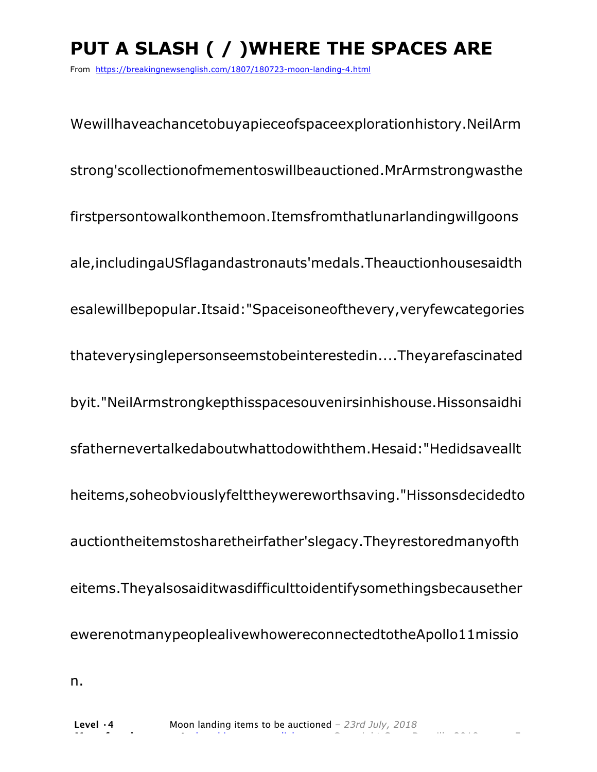# PUT A SLASH ( / )WHERE THE SPACES ARE

From https://breakingnewsenglish.com/1807/180723-moon-landing-4.html

WewillhaveachancetobuyapieceofspaceexplorationhistoryNeilArm

strong'scollectionofmementoswillbeauctioned.MrArmstrongwasthe

firstpersontowalkonthemoon.Itemsfromthatlunarlandingwillgoons

ale,includingaUSflagandastronauts'medals.Theauctionhousesaidth

esalewillbepopular.Itsaid:"Spaceisoneofthevery,veryfewcategories

thateverysinglepersonseemstobeinterestedin....Theyarefascinated

byit."NeilArmstrongkepthisspacesouvenirsinhishouse.Hissonsaidhi

sfathernevertalkedaboutwhattodowiththem.Hesaid:"Hedidsaveallt

heitems,soheobviouslyfelttheywereworthsaving."Hissonsdecidedto

auctiontheitemstosharetheirfather'slegacy.Theyrestoredmanyofth

eitems.Theyalsosaiditwasdifficulttoidentifysomethingsbecausether

ewerenotmanypeoplealivewhowereconnectedtotheApollo11missio

n.

**Level ·4** Moon landing items to be auctioned *– 23rd July, 2018*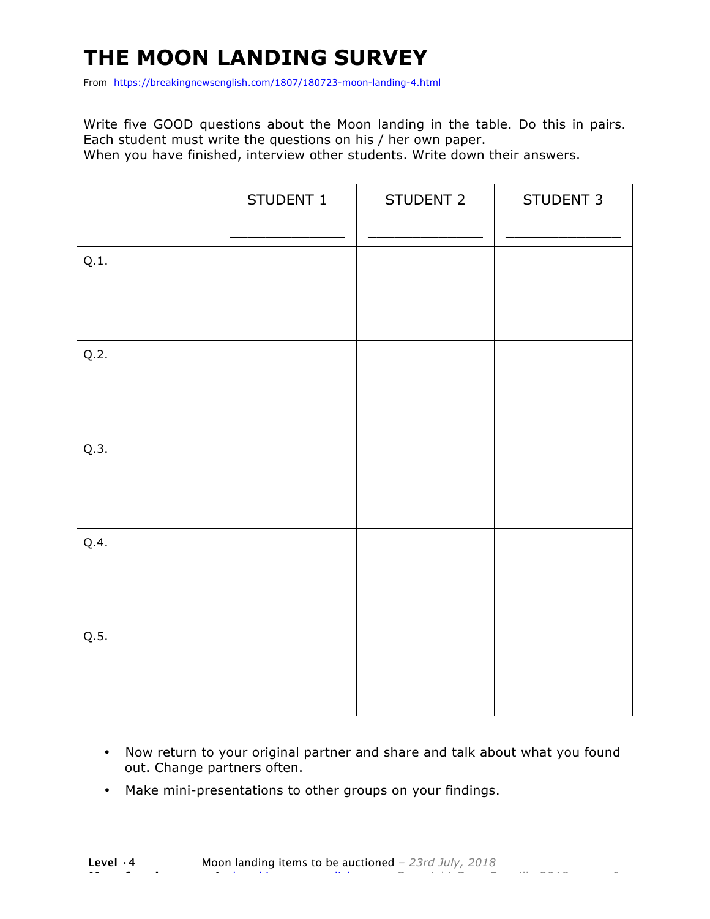# THE MOON LANDING SURVEY

From https://breakingnewsenglish.com/1807/180723-moon-landing-4.html

Write five GOOD questions about the Moon landing in the table. Do this in pairs. Each student must write the questions on his / her own paper.

When you have finished, interview other students. Write down their answers.

| | STUDENT 1<br>_______________ | STUDENT 2<br>_______________ | STUDENT 3<br>_______________ |
|---|---|---|---|
| Q.1. | | | |
| Q.2. | | | |
| Q.3. | | | |
| Q.4. | | | |
| Q.5. | | | |

- Now return to your original partner and share and talk about what you found out. Change partners often.
- Make mini-presentations to other groups on your findings.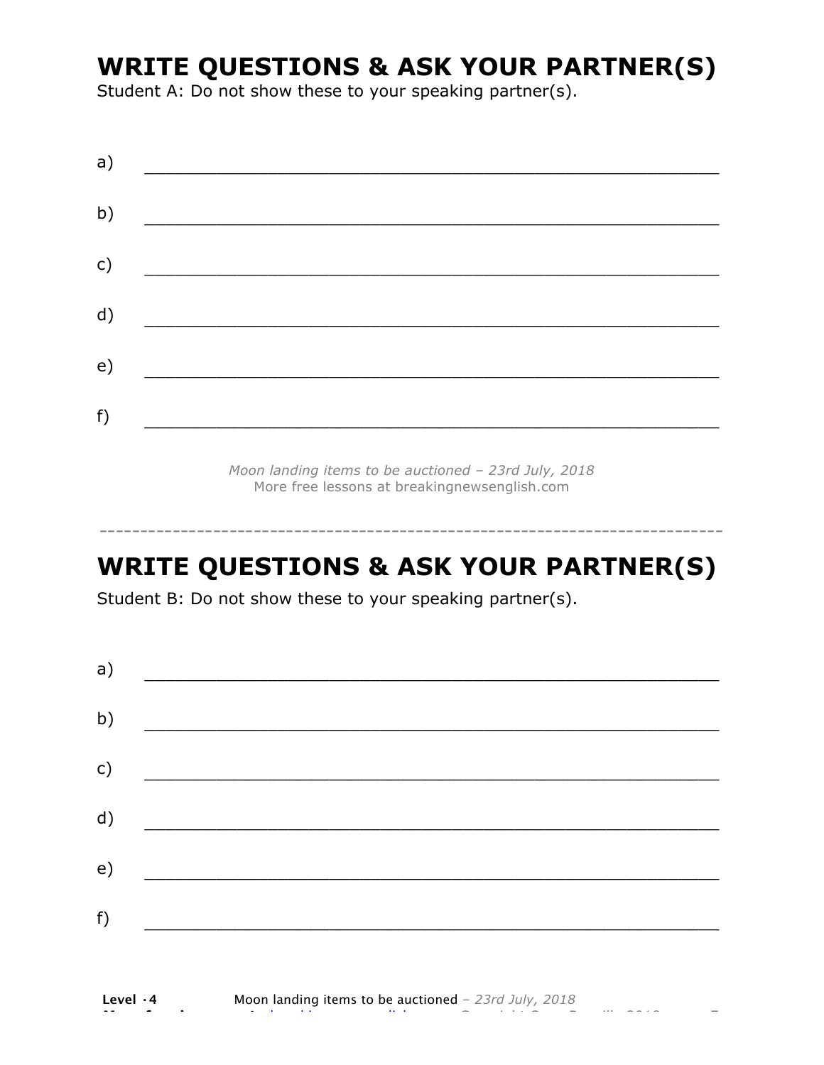## WRITE QUESTIONS & ASK YOUR PARTNER(S)

Student A: Do not show these to your speaking partner(s).

a) ___________________________________________________________

b) ___________________________________________________________

c) ___________________________________________________________

d) ___________________________________________________________

e) ___________________________________________________________

f) ___________________________________________________________

*Moon landing items to be auctioned – 23rd July, 2018*
More free lessons at breakingnewsenglish.com

---

## WRITE QUESTIONS & ASK YOUR PARTNER(S)

Student B: Do not show these to your speaking partner(s).

a) ___________________________________________________________

b) ___________________________________________________________

c) ___________________________________________________________

d) ___________________________________________________________

e) ___________________________________________________________

f) ___________________________________________________________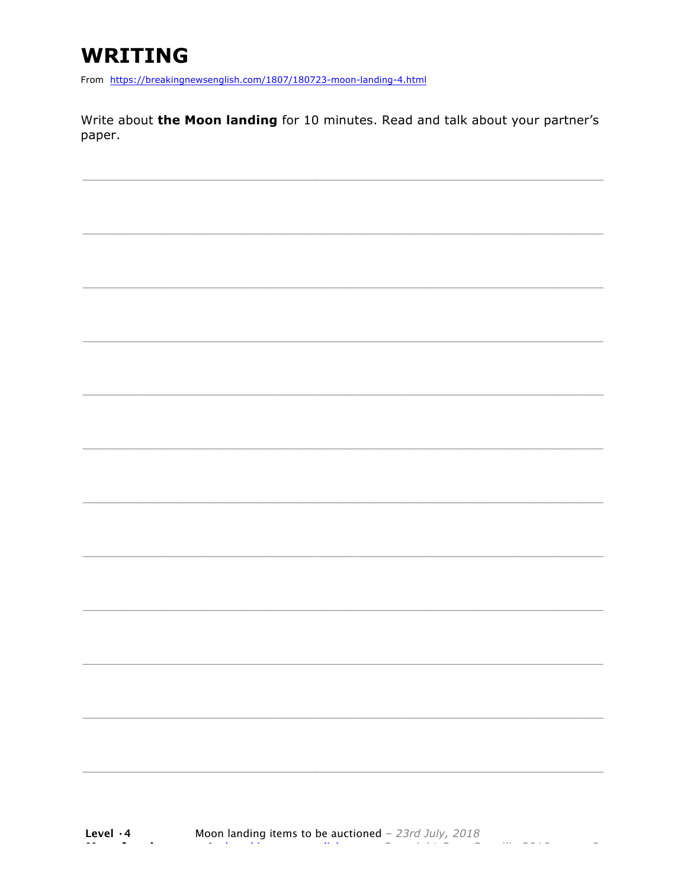# WRITING

From https://breakingnewsenglish.com/1807/180723-moon-landing-4.html

Write about **the Moon landing** for 10 minutes. Read and talk about your partner's paper.